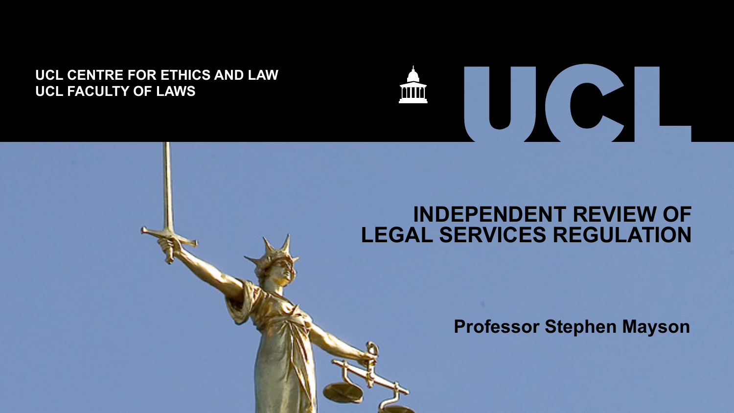UCL CENTRE FOR ETHICS AND LAW
UCL FACULTY OF LAWS

# INDEPENDENT REVIEW OF LEGAL SERVICES REGULATION

**Professor Stephen Mayson**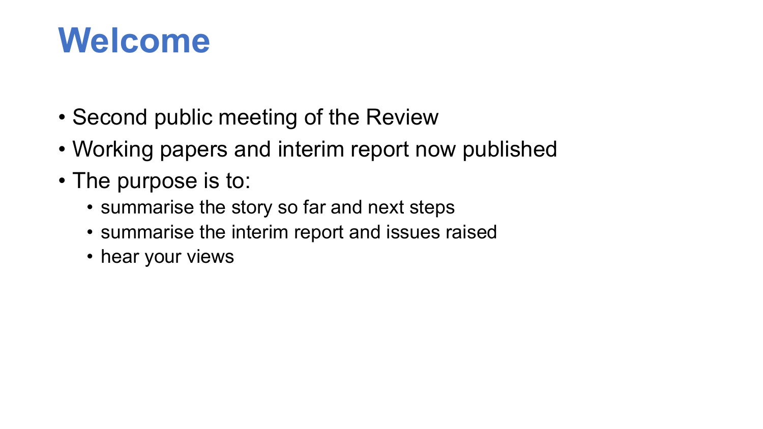# Welcome

- Second public meeting of the Review
- Working papers and interim report now published
- The purpose is to:
  - summarise the story so far and next steps
  - summarise the interim report and issues raised
  - hear your views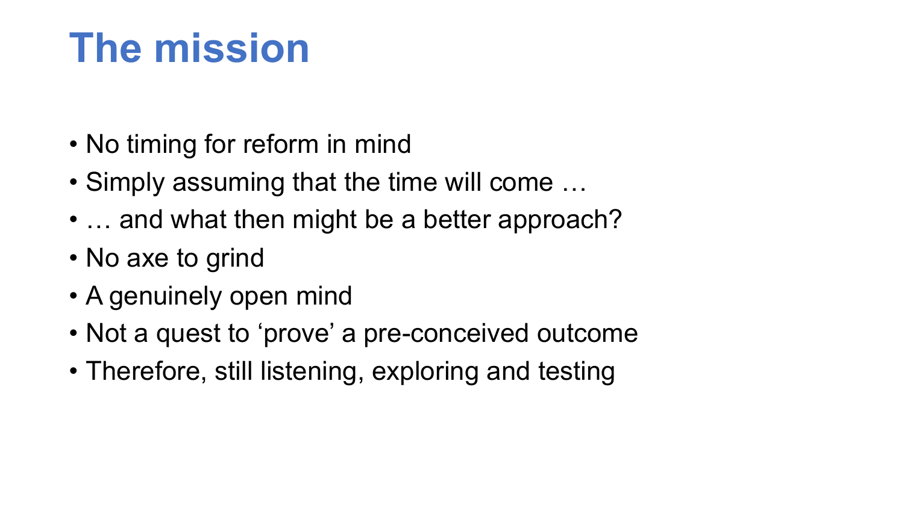# The mission

- No timing for reform in mind
- Simply assuming that the time will come …
- … and what then might be a better approach?
- No axe to grind
- A genuinely open mind
- Not a quest to ‘prove’ a pre-conceived outcome
- Therefore, still listening, exploring and testing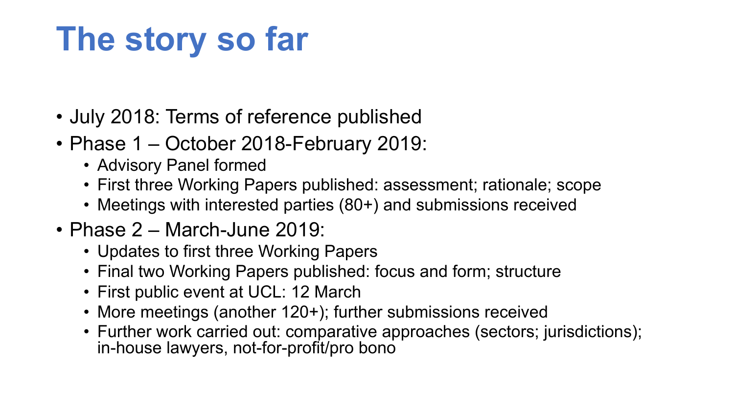# The story so far

- July 2018: Terms of reference published
- Phase 1 – October 2018-February 2019:
  - Advisory Panel formed
  - First three Working Papers published: assessment; rationale; scope
  - Meetings with interested parties (80+) and submissions received
- Phase 2 – March-June 2019:
  - Updates to first three Working Papers
  - Final two Working Papers published: focus and form; structure
  - First public event at UCL: 12 March
  - More meetings (another 120+); further submissions received
  - Further work carried out: comparative approaches (sectors; jurisdictions); in-house lawyers, not-for-profit/pro bono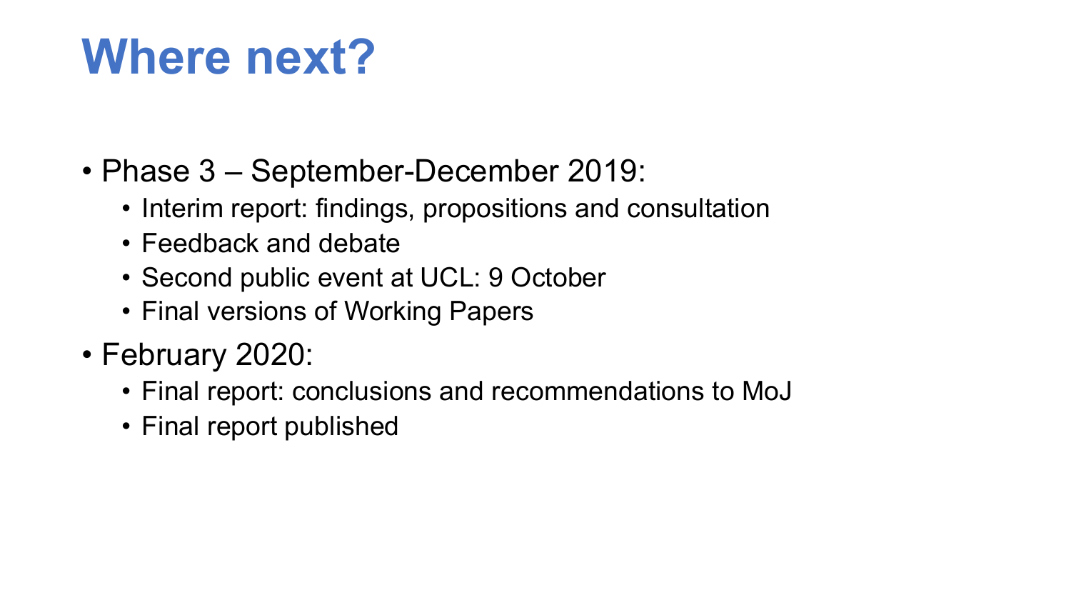# Where next?

- Phase 3 – September-December 2019:
  - Interim report: findings, propositions and consultation
  - Feedback and debate
  - Second public event at UCL: 9 October
  - Final versions of Working Papers
- February 2020:
  - Final report: conclusions and recommendations to MoJ
  - Final report published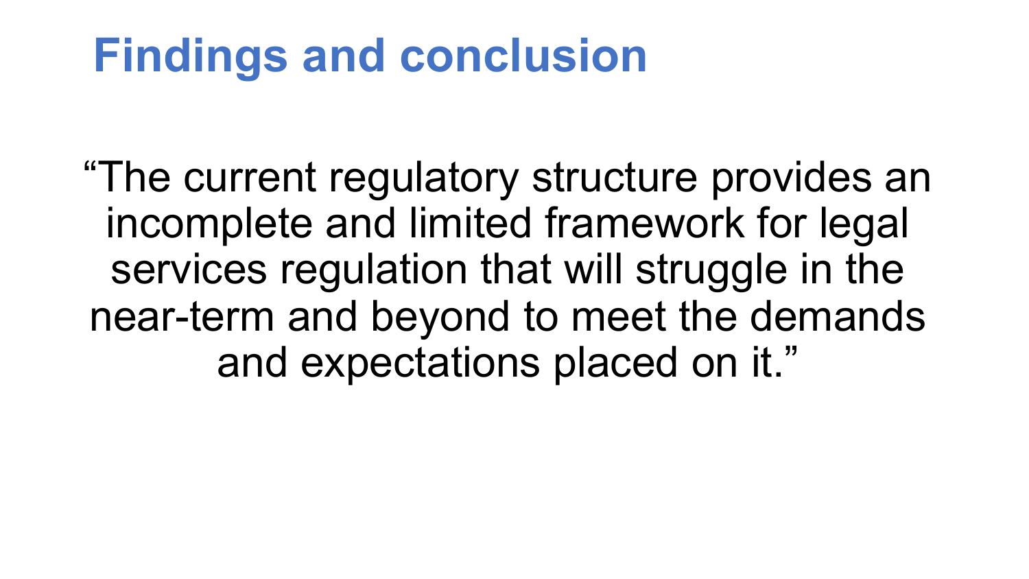# Findings and conclusion

"The current regulatory structure provides an incomplete and limited framework for legal services regulation that will struggle in the near-term and beyond to meet the demands and expectations placed on it."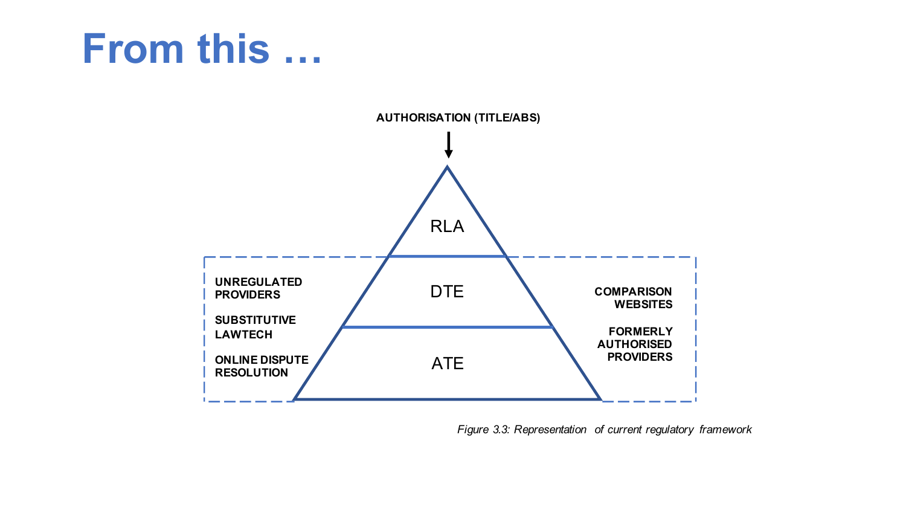# From this …

AUTHORISATION (TITLE/ABS)

RLA

DTE

ATE

UNREGULATED PROVIDERS

SUBSTITUTIVE LAWTECH

ONLINE DISPUTE RESOLUTION

COMPARISON WEBSITES

FORMERLY AUTHORISED PROVIDERS

*Figure 3.3: Representation of current regulatory framework*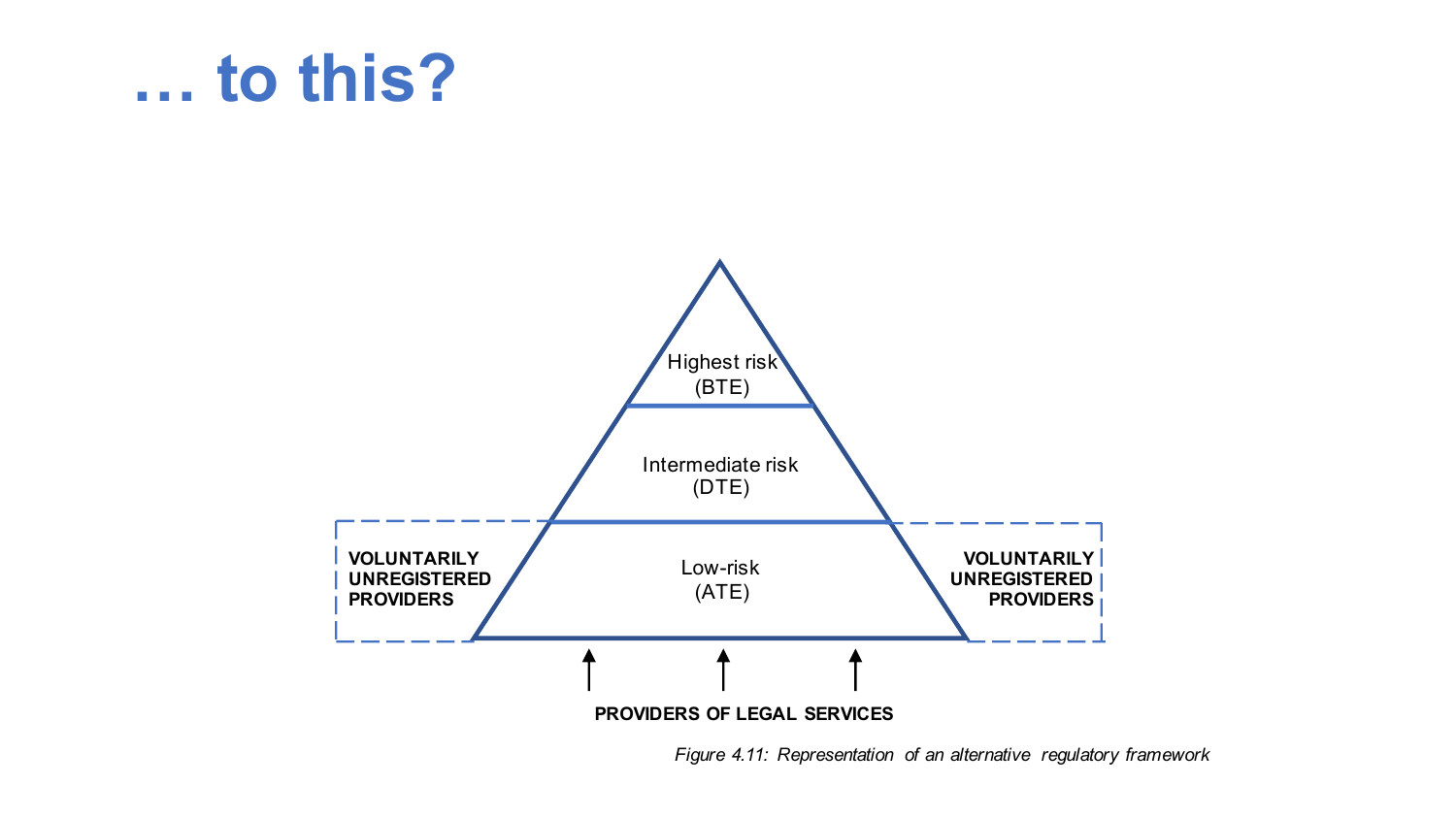# … to this?

Highest risk
(BTE)

Intermediate risk
(DTE)

Low-risk
(ATE)

VOLUNTARILY UNREGISTERED PROVIDERS

VOLUNTARILY UNREGISTERED PROVIDERS

PROVIDERS OF LEGAL SERVICES

*Figure 4.11: Representation of an alternative regulatory framework*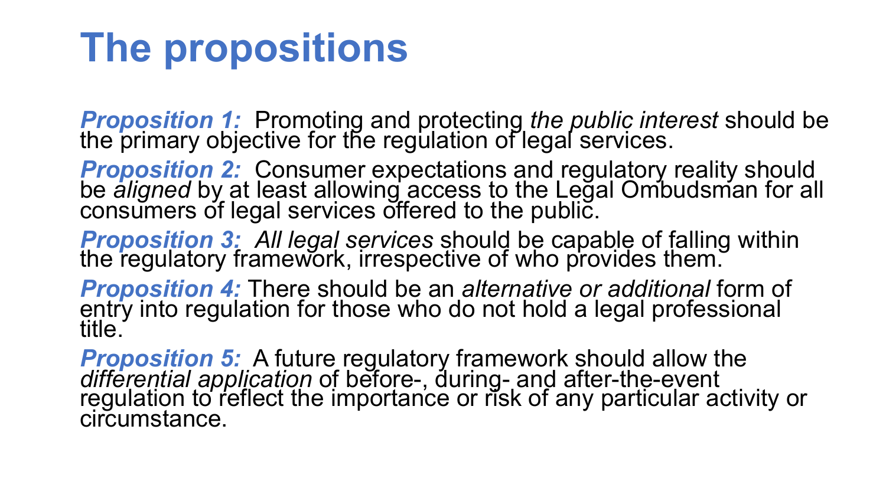# The propositions

***Proposition 1:*** Promoting and protecting *the public interest* should be the primary objective for the regulation of legal services.

***Proposition 2:*** Consumer expectations and regulatory reality should be *aligned* by at least allowing access to the Legal Ombudsman for all consumers of legal services offered to the public.

***Proposition 3:*** *All legal services* should be capable of falling within the regulatory framework, irrespective of who provides them.

***Proposition 4:*** There should be an *alternative or additional* form of entry into regulation for those who do not hold a legal professional title.

***Proposition 5:*** A future regulatory framework should allow the *differential application* of before-, during- and after-the-event regulation to reflect the importance or risk of any particular activity or circumstance.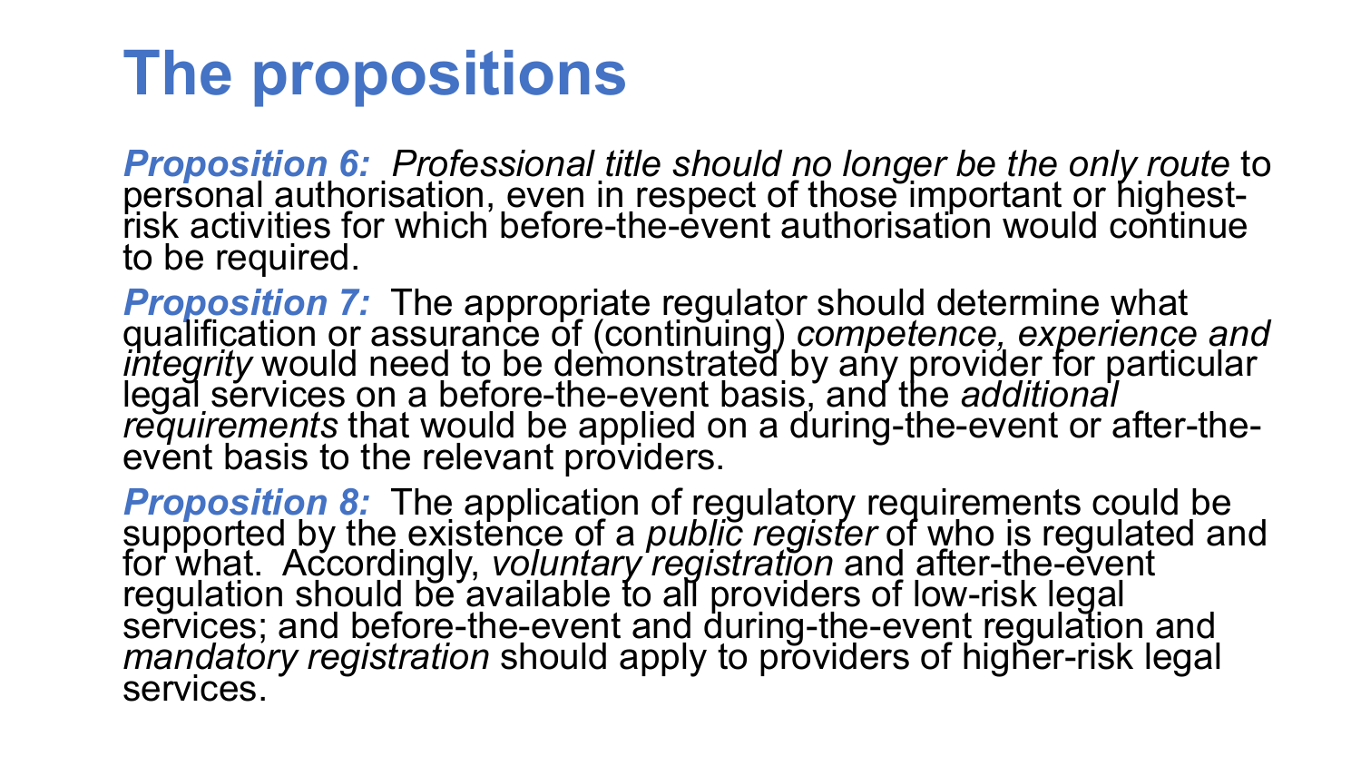# The propositions

***Proposition 6:*** *Professional title should no longer be the only route* to personal authorisation, even in respect of those important or highest-risk activities for which before-the-event authorisation would continue to be required.

***Proposition 7:*** The appropriate regulator should determine what qualification or assurance of (continuing) *competence, experience and integrity* would need to be demonstrated by any provider for particular legal services on a before-the-event basis, and the *additional requirements* that would be applied on a during-the-event or after-the-event basis to the relevant providers.

***Proposition 8:*** The application of regulatory requirements could be supported by the existence of a *public register* of who is regulated and for what. Accordingly, *voluntary registration* and after-the-event regulation should be available to all providers of low-risk legal services; and before-the-event and during-the-event regulation and *mandatory registration* should apply to providers of higher-risk legal services.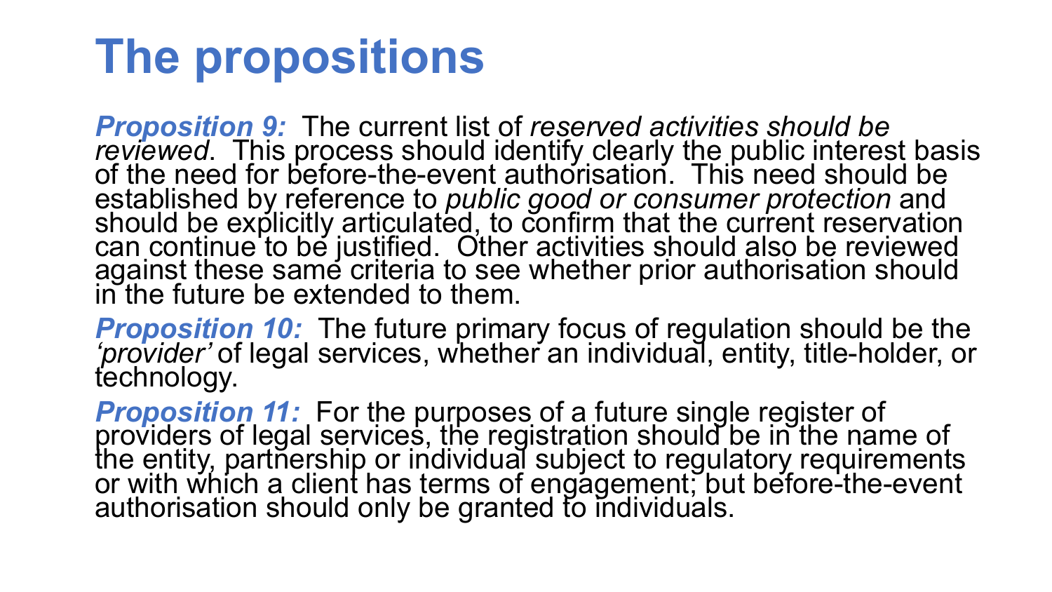# The propositions

***Proposition 9:*** The current list of *reserved activities should be reviewed*. This process should identify clearly the public interest basis of the need for before-the-event authorisation. This need should be established by reference to *public good or consumer protection* and should be explicitly articulated, to confirm that the current reservation can continue to be justified. Other activities should also be reviewed against these same criteria to see whether prior authorisation should in the future be extended to them.

***Proposition 10:*** The future primary focus of regulation should be the *'provider'* of legal services, whether an individual, entity, title-holder, or technology.

***Proposition 11:*** For the purposes of a future single register of providers of legal services, the registration should be in the name of the entity, partnership or individual subject to regulatory requirements or with which a client has terms of engagement; but before-the-event authorisation should only be granted to individuals.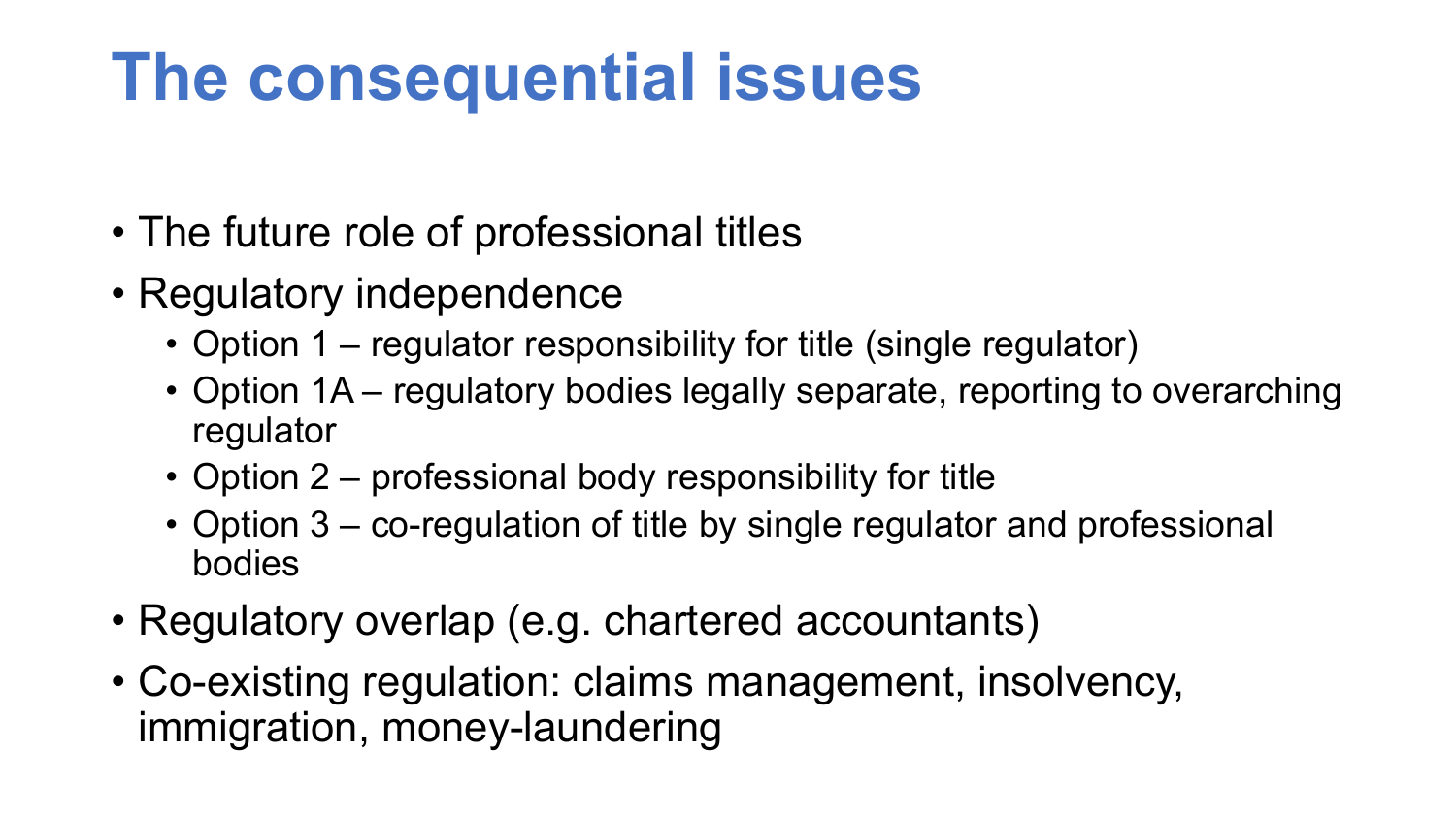# The consequential issues

- The future role of professional titles
- Regulatory independence
  - Option 1 – regulator responsibility for title (single regulator)
  - Option 1A – regulatory bodies legally separate, reporting to overarching regulator
  - Option 2 – professional body responsibility for title
  - Option 3 – co-regulation of title by single regulator and professional bodies
- Regulatory overlap (e.g. chartered accountants)
- Co-existing regulation: claims management, insolvency, immigration, money-laundering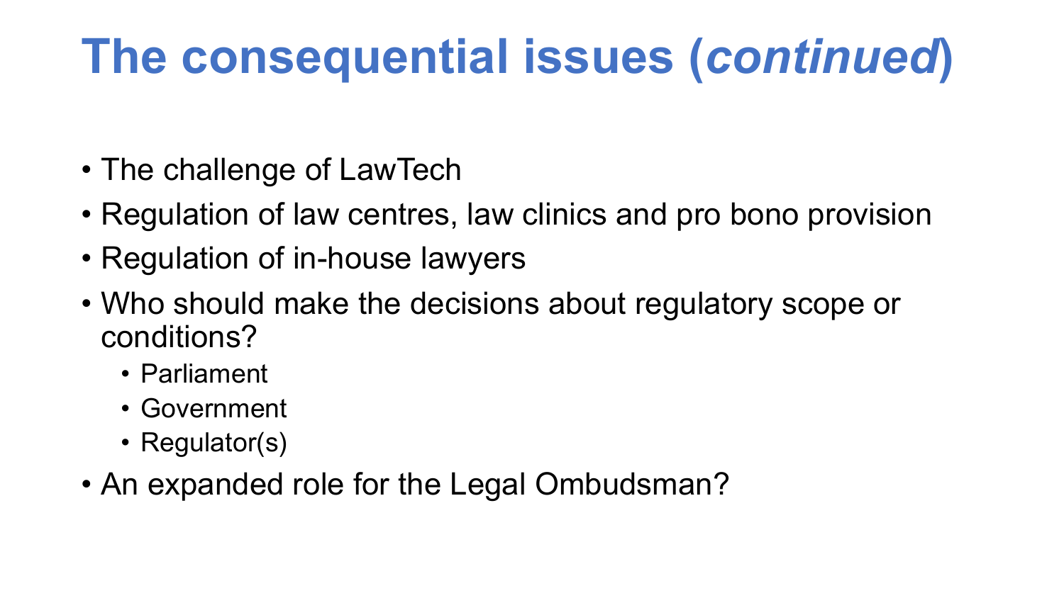# The consequential issues (*continued*)

- The challenge of LawTech
- Regulation of law centres, law clinics and pro bono provision
- Regulation of in-house lawyers
- Who should make the decisions about regulatory scope or conditions?
  - Parliament
  - Government
  - Regulator(s)
- An expanded role for the Legal Ombudsman?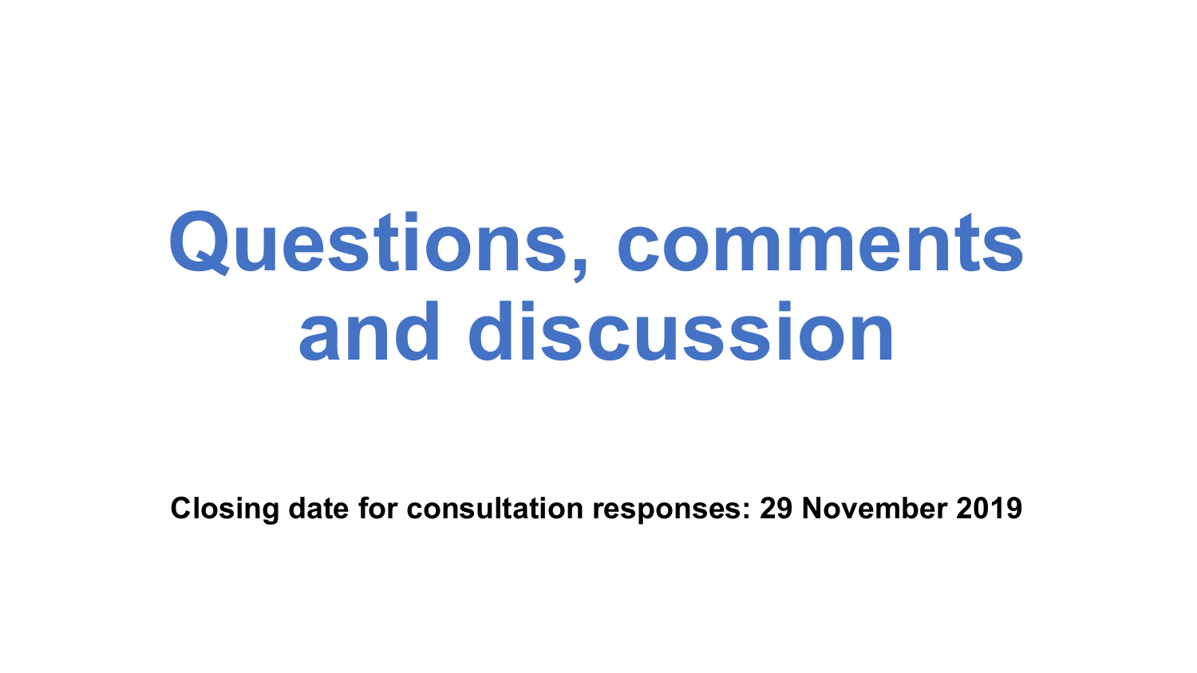# Questions, comments and discussion

**Closing date for consultation responses: 29 November 2019**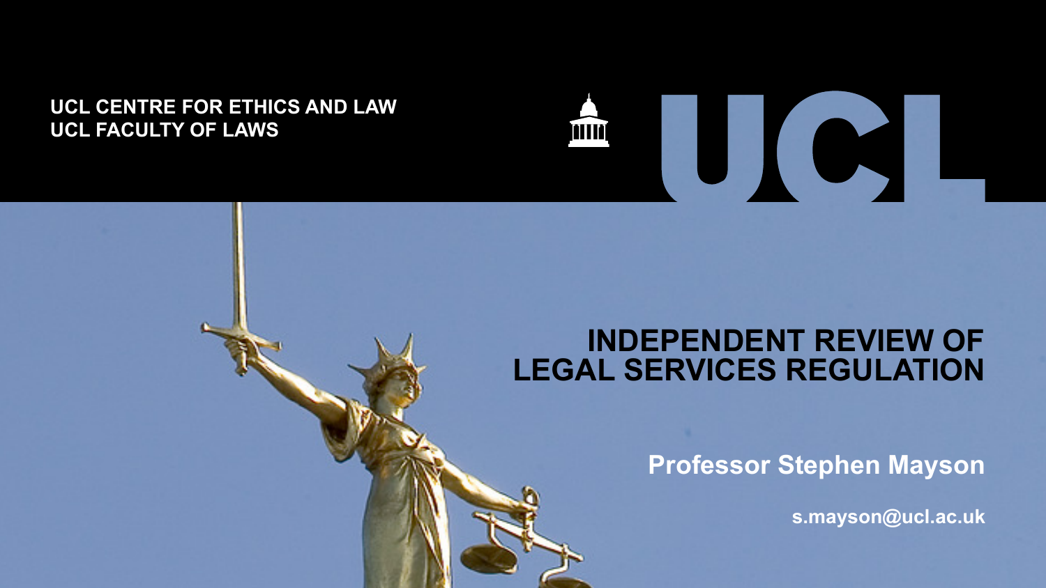UCL CENTRE FOR ETHICS AND LAW
UCL FACULTY OF LAWS

UCL

# INDEPENDENT REVIEW OF LEGAL SERVICES REGULATION

**Professor Stephen Mayson**

**s.mayson@ucl.ac.uk**